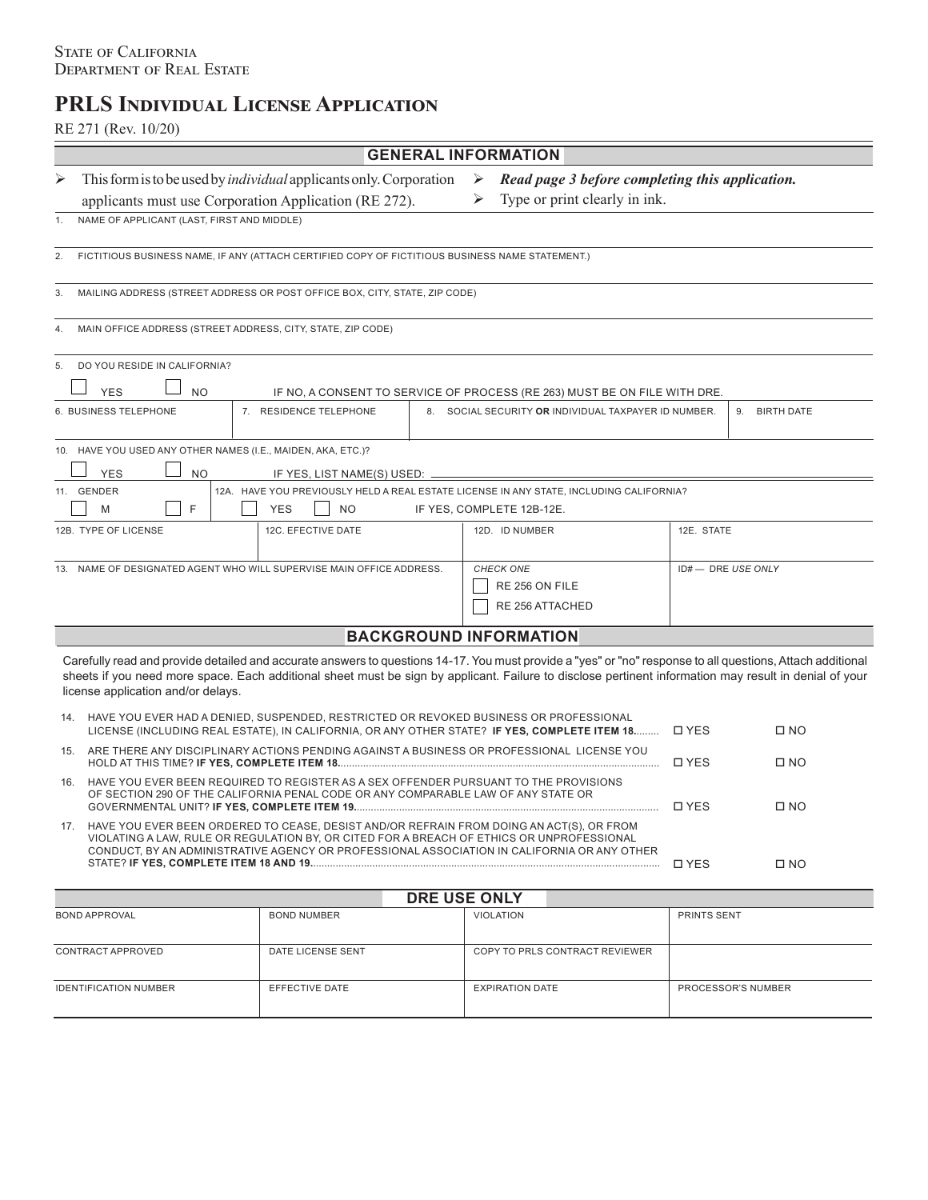State of California
Department of Real Estate

# PRLS Individual License Application

RE 271 (Rev. 10/20)

## GENERAL INFORMATION

- This form is to be used by *individual* applicants only. Corporation applicants must use Corporation Application (RE 272).
- ***Read page 3 before completing this application.***
- Type or print clearly in ink.

1. NAME OF APPLICANT (LAST, FIRST AND MIDDLE)

2. FICTITIOUS BUSINESS NAME, IF ANY (ATTACH CERTIFIED COPY OF FICTITIOUS BUSINESS NAME STATEMENT.)

3. MAILING ADDRESS (STREET ADDRESS OR POST OFFICE BOX, CITY, STATE, ZIP CODE)

4. MAIN OFFICE ADDRESS (STREET ADDRESS, CITY, STATE, ZIP CODE)

5. DO YOU RESIDE IN CALIFORNIA?

☐ YES ☐ NO IF NO, A CONSENT TO SERVICE OF PROCESS (RE 263) MUST BE ON FILE WITH DRE.

| 6. BUSINESS TELEPHONE | 7. RESIDENCE TELEPHONE | 8. SOCIAL SECURITY **OR** INDIVIDUAL TAXPAYER ID NUMBER. | 9. BIRTH DATE |
|---|---|---|---|
| | | | |

10. HAVE YOU USED ANY OTHER NAMES (I.E., MAIDEN, AKA, ETC.)?

☐ YES ☐ NO IF YES, LIST NAME(S) USED: ____________________

11. GENDER ☐ M ☐ F

12A. HAVE YOU PREVIOUSLY HELD A REAL ESTATE LICENSE IN ANY STATE, INCLUDING CALIFORNIA? ☐ YES ☐ NO IF YES, COMPLETE 12B-12E.

| 12B. TYPE OF LICENSE | 12C. EFFECTIVE DATE | 12D. ID NUMBER | 12E. STATE |
|---|---|---|---|
| | | | |

| 13. NAME OF DESIGNATED AGENT WHO WILL SUPERVISE MAIN OFFICE ADDRESS. | *CHECK ONE* ☐ RE 256 ON FILE ☐ RE 256 ATTACHED | ID# — DRE *USE ONLY* |
|---|---|---|
| | | |

## BACKGROUND INFORMATION

Carefully read and provide detailed and accurate answers to questions 14-17. You must provide a "yes" or "no" response to all questions, Attach additional sheets if you need more space. Each additional sheet must be sign by applicant. Failure to disclose pertinent information may result in denial of your license application and/or delays.

14. HAVE YOU EVER HAD A DENIED, SUSPENDED, RESTRICTED OR REVOKED BUSINESS OR PROFESSIONAL LICENSE (INCLUDING REAL ESTATE), IN CALIFORNIA, OR ANY OTHER STATE? **IF YES, COMPLETE ITEM 18.** ☐ YES ☐ NO

15. ARE THERE ANY DISCIPLINARY ACTIONS PENDING AGAINST A BUSINESS OR PROFESSIONAL LICENSE YOU HOLD AT THIS TIME? **IF YES, COMPLETE ITEM 18.** ☐ YES ☐ NO

16. HAVE YOU EVER BEEN REQUIRED TO REGISTER AS A SEX OFFENDER PURSUANT TO THE PROVISIONS OF SECTION 290 OF THE CALIFORNIA PENAL CODE OR ANY COMPARABLE LAW OF ANY STATE OR GOVERNMENTAL UNIT? **IF YES, COMPLETE ITEM 19.** ☐ YES ☐ NO

17. HAVE YOU EVER BEEN ORDERED TO CEASE, DESIST AND/OR REFRAIN FROM DOING AN ACT(S), OR FROM VIOLATING A LAW, RULE OR REGULATION BY, OR CITED FOR A BREACH OF ETHICS OR UNPROFESSIONAL CONDUCT, BY AN ADMINISTRATIVE AGENCY OR PROFESSIONAL ASSOCIATION IN CALIFORNIA OR ANY OTHER STATE? **IF YES, COMPLETE ITEM 18 AND 19.** ☐ YES ☐ NO

## DRE USE ONLY

| BOND APPROVAL | BOND NUMBER | VIOLATION | PRINTS SENT |
|---|---|---|---|
| CONTRACT APPROVED | DATE LICENSE SENT | COPY TO PRLS CONTRACT REVIEWER | |
| IDENTIFICATION NUMBER | EFFECTIVE DATE | EXPIRATION DATE | PROCESSOR'S NUMBER |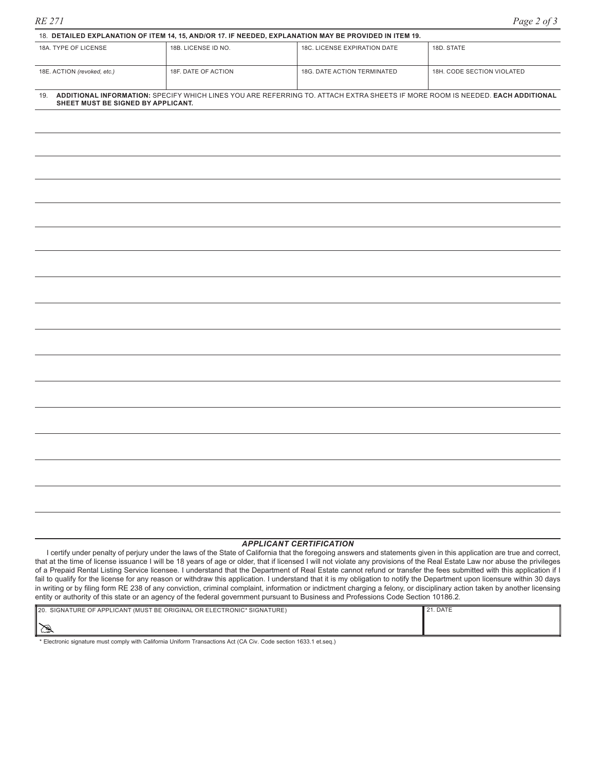**18. DETAILED EXPLANATION OF ITEM 14, 15, AND/OR 17. IF NEEDED, EXPLANATION MAY BE PROVIDED IN ITEM 19.**

| 18A. TYPE OF LICENSE | 18B. LICENSE ID NO. | 18C. LICENSE EXPIRATION DATE | 18D. STATE |
|---|---|---|---|
| | | | |
| 18E. ACTION *(revoked, etc.)* | 18F. DATE OF ACTION | 18G. DATE ACTION TERMINATED | 18H. CODE SECTION VIOLATED |
| | | | |

19. **ADDITIONAL INFORMATION:** SPECIFY WHICH LINES YOU ARE REFERRING TO. ATTACH EXTRA SHEETS IF MORE ROOM IS NEEDED. **EACH ADDITIONAL SHEET MUST BE SIGNED BY APPLICANT.**

### *APPLICANT CERTIFICATION*

I certify under penalty of perjury under the laws of the State of California that the foregoing answers and statements given in this application are true and correct, that at the time of license issuance I will be 18 years of age or older, that if licensed I will not violate any provisions of the Real Estate Law nor abuse the privileges of a Prepaid Rental Listing Service licensee. I understand that the Department of Real Estate cannot refund or transfer the fees submitted with this application if I fail to qualify for the license for any reason or withdraw this application. I understand that it is my obligation to notify the Department upon licensure within 30 days in writing or by filing form RE 238 of any conviction, criminal complaint, information or indictment charging a felony, or disciplinary action taken by another licensing entity or authority of this state or an agency of the federal government pursuant to Business and Professions Code Section 10186.2.

| 20. SIGNATURE OF APPLICANT (MUST BE ORIGINAL OR ELECTRONIC* SIGNATURE) | 21. DATE |
|---|---|
| | |

\* Electronic signature must comply with California Uniform Transactions Act (CA Civ. Code section 1633.1 et.seq.)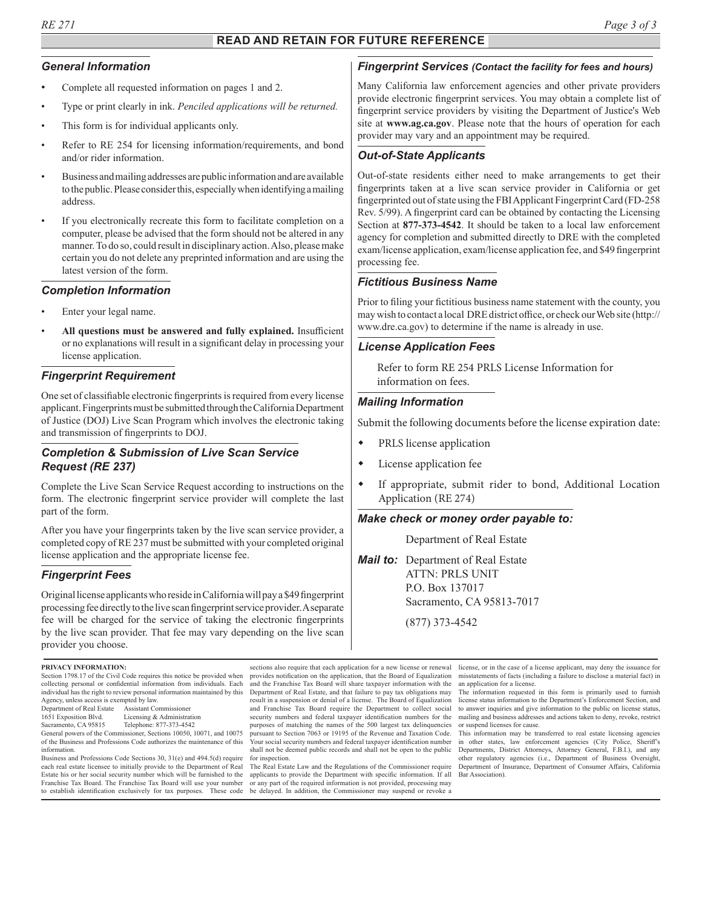## READ AND RETAIN FOR FUTURE REFERENCE

### *General Information*

- Complete all requested information on pages 1 and 2.
- Type or print clearly in ink. *Penciled applications will be returned.*
- This form is for individual applicants only.
- Refer to RE 254 for licensing information/requirements, and bond and/or rider information.
- Business and mailing addresses are public information and are available to the public. Please consider this, especially when identifying a mailing address.
- If you electronically recreate this form to facilitate completion on a computer, please be advised that the form should not be altered in any manner. To do so, could result in disciplinary action. Also, please make certain you do not delete any preprinted information and are using the latest version of the form.

### *Completion Information*

- Enter your legal name.
- **All questions must be answered and fully explained.** Insufficient or no explanations will result in a significant delay in processing your license application.

### *Fingerprint Requirement*

One set of classifiable electronic fingerprints is required from every license applicant. Fingerprints must be submitted through the California Department of Justice (DOJ) Live Scan Program which involves the electronic taking and transmission of fingerprints to DOJ.

### *Completion & Submission of Live Scan Service Request (RE 237)*

Complete the Live Scan Service Request according to instructions on the form. The electronic fingerprint service provider will complete the last part of the form.

After you have your fingerprints taken by the live scan service provider, a completed copy of RE 237 must be submitted with your completed original license application and the appropriate license fee.

### *Fingerprint Fees*

Original license applicants who reside in California will pay a $49 fingerprint processing fee directly to the live scan fingerprint service provider. A separate fee will be charged for the service of taking the electronic fingerprints by the live scan provider. That fee may vary depending on the live scan provider you choose.

### *Fingerprint Services (Contact the facility for fees and hours)*

Many California law enforcement agencies and other private providers provide electronic fingerprint services. You may obtain a complete list of fingerprint service providers by visiting the Department of Justice's Web site at **www.ag.ca.gov**. Please note that the hours of operation for each provider may vary and an appointment may be required.

### *Out-of-State Applicants*

Out-of-state residents either need to make arrangements to get their fingerprints taken at a live scan service provider in California or get fingerprinted out of state using the FBI Applicant Fingerprint Card (FD-258 Rev. 5/99). A fingerprint card can be obtained by contacting the Licensing Section at **877-373-4542**. It should be taken to a local law enforcement agency for completion and submitted directly to DRE with the completed exam/license application, exam/license application fee, and $49 fingerprint processing fee.

### *Fictitious Business Name*

Prior to filing your fictitious business name statement with the county, you may wish to contact a local DRE district office, or check our Web site (http://www.dre.ca.gov) to determine if the name is already in use.

### *License Application Fees*

Refer to form RE 254 PRLS License Information for information on fees.

### *Mailing Information*

Submit the following documents before the license expiration date:

- PRLS license application
- License application fee
- If appropriate, submit rider to bond, Additional Location Application (RE 274)

### *Make check or money order payable to:*

Department of Real Estate

***Mail to:*** Department of Real Estate
ATTN: PRLS UNIT
P.O. Box 137017
Sacramento, CA 95813-7017

(877) 373-4542

**PRIVACY INFORMATION:**

Section 1798.17 of the Civil Code requires this notice be provided when collecting personal or confidential information from individuals. Each individual has the right to review personal information maintained by this Agency, unless access is exempted by law.

Department of Real Estate — Assistant Commissioner
1651 Exposition Blvd. — Licensing & Administration
Sacramento, CA 95815 — Telephone: 877-373-4542

General powers of the Commissioner, Sections 10050, 10071, and 10075 of the Business and Professions Code authorizes the maintenance of this information.

Business and Professions Code Sections 30, 31(e) and 494.5(d) require each real estate licensee to initially provide to the Department of Real Estate his or her social security number which will be furnished to the Franchise Tax Board. The Franchise Tax Board will use your number to establish identification exclusively for tax purposes. These code sections also require that each application for a new license or renewal provides notification on the application, that the Board of Equalization and the Franchise Tax Board will share taxpayer information with the Department of Real Estate, and that failure to pay tax obligations may result in a suspension or denial of a license. The Board of Equalization and Franchise Tax Board require the Department to collect social security numbers and federal taxpayer identification numbers for the purposes of matching the names of the 500 largest tax delinquencies pursuant to Section 7063 or 19195 of the Revenue and Taxation Code. Your social security numbers and federal taxpayer identification number shall not be deemed public records and shall not be open to the public for inspection.

The Real Estate Law and the Regulations of the Commissioner require applicants to provide the Department with specific information. If all or any part of the required information is not provided, processing may be delayed. In addition, the Commissioner may suspend or revoke a license, or in the case of a license applicant, may deny the issuance for misstatements of facts (including a failure to disclose a material fact) in an application for a license.

The information requested in this form is primarily used to furnish license status information to the Department's Enforcement Section, and to answer inquiries and give information to the public on license status, mailing and business addresses and actions taken to deny, revoke, restrict or suspend licenses for cause.

This information may be transferred to real estate licensing agencies in other states, law enforcement agencies (City Police, Sheriff's Departments, District Attorneys, Attorney General, F.B.I.), and any other regulatory agencies (i.e., Department of Business Oversight, Department of Insurance, Department of Consumer Affairs, California Bar Association).